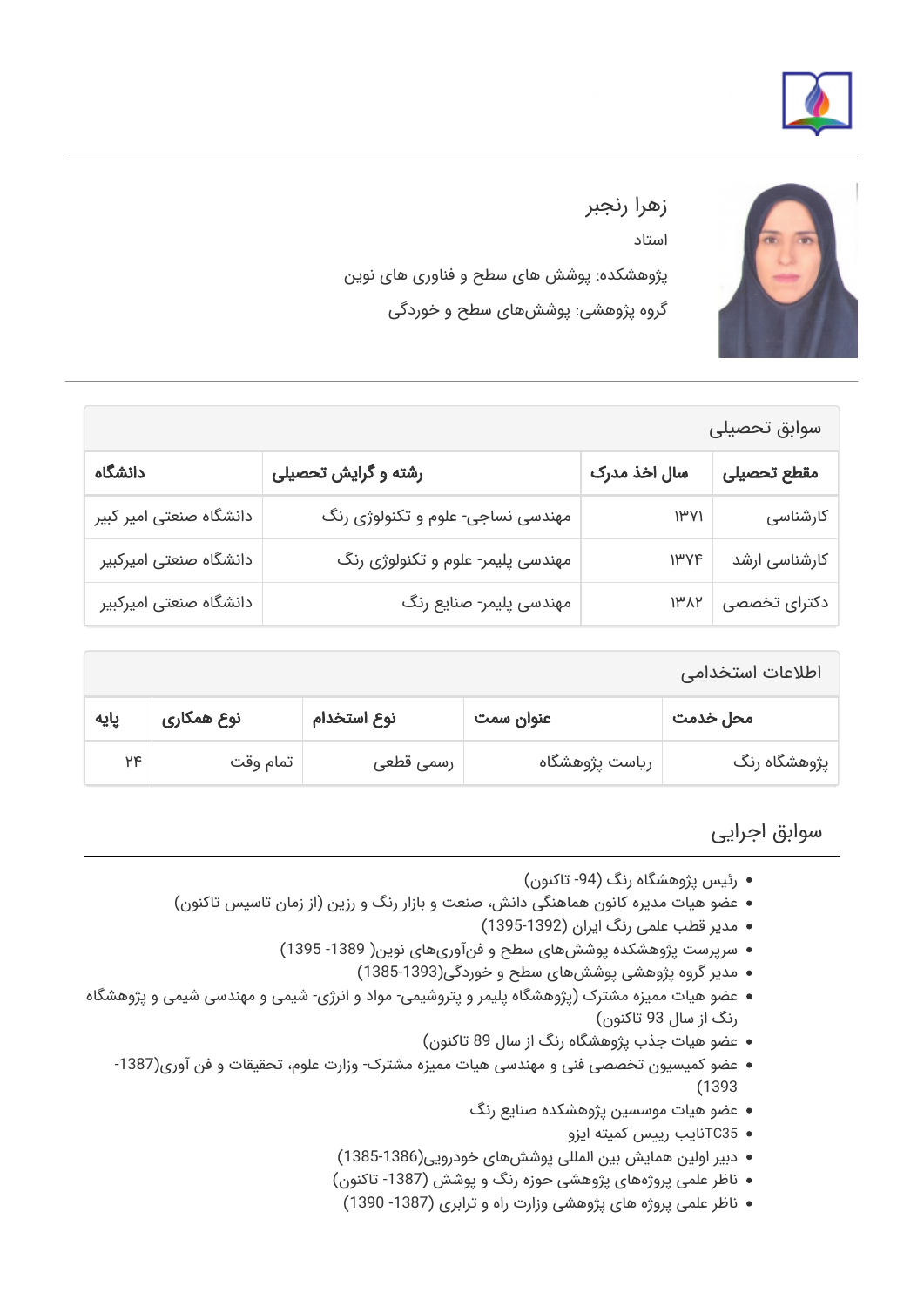# زهرا رنجبر

استاد

پژوهشکده: پوشش های سطح و فناوری های نوین

گروه پژوهشی: پوشش‌های سطح و خوردگی

## سوابق تحصیلی

| مقطع تحصیلی | سال اخذ مدرک | رشته و گرایش تحصیلی | دانشگاه |
| --- | --- | --- | --- |
| کارشناسی | ۱۳۷۱ | مهندسی نساجی- علوم و تکنولوژی رنگ | دانشگاه صنعتی امیر کبیر |
| کارشناسی ارشد | ۱۳۷۴ | مهندسی پلیمر- علوم و تکنولوژی رنگ | دانشگاه صنعتی امیرکبیر |
| دکترای تخصصی | ۱۳۸۲ | مهندسی پلیمر- صنایع رنگ | دانشگاه صنعتی امیرکبیر |

## اطلاعات استخدامی

| محل خدمت | عنوان سمت | نوع استخدام | نوع همکاری | پایه |
| --- | --- | --- | --- | --- |
| پژوهشگاه رنگ | ریاست پژوهشگاه | رسمی قطعی | تمام وقت | ۲۴ |

## سوابق اجرایی

- رئیس پژوهشگاه رنگ (94- تاکنون)
- عضو هیات مدیره کانون هماهنگی دانش، صنعت و بازار رنگ و رزین (از زمان تاسیس تاکنون)
- مدیر قطب علمی رنگ ایران (1392-1395)
- سرپرست پژوهشکده پوشش‌های سطح و فن‌آوری‌های نوین( 1389- 1395)
- مدیر گروه پژوهشی پوشش‌های سطح و خوردگی(1393-1385)
- عضو هیات ممیزه مشترک (پژوهشگاه پلیمر و پتروشیمی- مواد و انرژی- شیمی و مهندسی شیمی و پژوهشگاه رنگ از سال 93 تاکنون)
- عضو هیات جذب پژوهشگاه رنگ از سال 89 تاکنون)
- عضو کمیسیون تخصصی فنی و مهندسی هیات ممیزه مشترک- وزارت علوم، تحقیقات و فن آوری(1387-1393)
- عضو هیات موسسین پژوهشکده صنایع رنگ
- TC35نایب رییس کمیته ایزو
- دبیر اولین همایش بین المللی پوشش‌های خودرویی(1386-1385)
- ناظر علمی پروژه‌های پژوهشی حوزه رنگ و پوشش (1387- تاکنون)
- ناظر علمی پروژه های پژوهشی وزارت راه و ترابری (1387- 1390)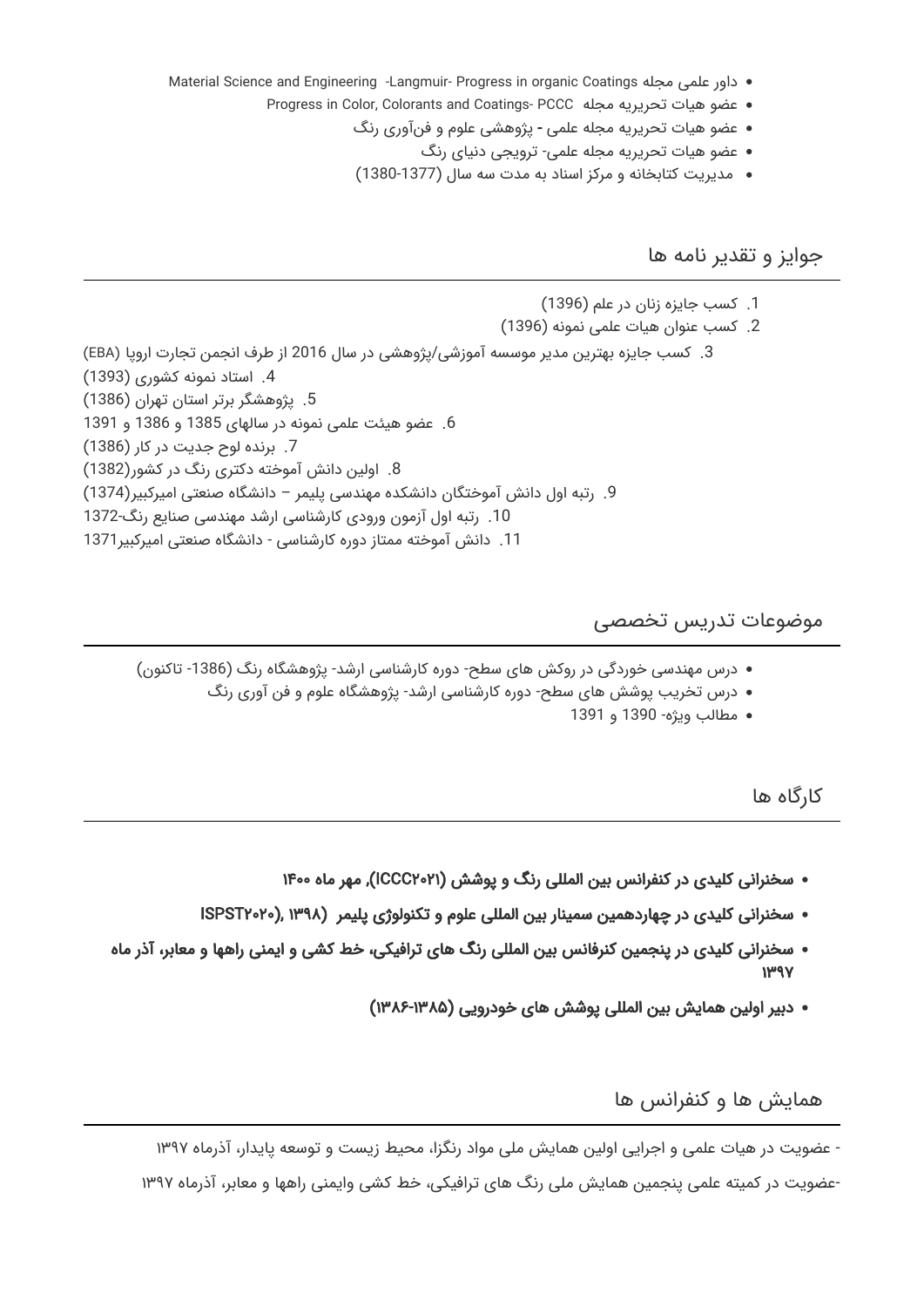- داور علمی مجله Material Science and Engineering -Langmuir- Progress in organic Coatings
- عضو هیات تحریریه مجله Progress in Color, Colorants and Coatings- PCCC
- عضو هیات تحریریه مجله علمی - پژوهشی علوم و فن‌آوری رنگ
- عضو هیات تحریریه مجله علمی- ترویجی دنیای رنگ
- مدیریت کتابخانه و مرکز اسناد به مدت سه سال (1377-1380)

## جوایز و تقدیر نامه ها

1. کسب جایزه زنان در علم (1396)
2. کسب عنوان هیات علمی نمونه (1396)
3. کسب جایزه بهترین مدیر موسسه آموزشی/پژوهشی در سال 2016 از طرف انجمن تجارت اروپا (EBA)
4. استاد نمونه کشوری (1393)
5. پژوهشگر برتر استان تهران (1386)
6. عضو هیئت علمی نمونه در سالهای 1385 و 1386 و 1391
7. برنده لوح جدیت در کار (1386)
8. اولین دانش آموخته دکتری رنگ در کشور(1382)
9. رتبه اول دانش آموختگان دانشکده مهندسی پلیمر – دانشگاه صنعتی امیرکبیر(1374)
10. رتبه اول آزمون ورودی کارشناسی ارشد مهندسی صنایع رنگ-1372
11. دانش آموخته ممتاز دوره کارشناسی - دانشگاه صنعتی امیرکبیر1371

## موضوعات تدریس تخصصی

- درس مهندسی خوردگی در روکش های سطح- دوره کارشناسی ارشد- پژوهشگاه رنگ (1386- تاکنون)
- درس تخریب پوشش های سطح- دوره کارشناسی ارشد- پژوهشگاه علوم و فن آوری رنگ
- مطالب ویژه- 1390 و 1391

## کارگاه ها

- **سخنرانی کلیدی در کنفرانس بین المللی رنگ و پوشش (ICCC۲۰۲۱)، مهر ماه ۱۴۰۰**
- **سخنرانی کلیدی در چهاردهمین سمینار بین المللی علوم و تکنولوژی پلیمر (ISPST۲۰۲۰), ۱۳۹۸)**
- **سخنرانی کلیدی در پنجمین کنرفانس بین المللی رنگ های ترافیکی، خط کشی و ایمنی راهها و معابر، آذر ماه ۱۳۹۷**
- **دبیر اولین همایش بین المللی پوشش های خودرویی (۱۳۸۵-۱۳۸۶)**

## همایش ها و کنفرانس ها

- عضویت در هیات علمی و اجرایی اولین همایش ملی مواد رنگزا، محیط زیست و توسعه پایدار، آذرماه ۱۳۹۷

-عضویت در کمیته علمی پنجمین همایش ملی رنگ های ترافیکی، خط کشی وایمنی راهها و معابر، آذرماه ۱۳۹۷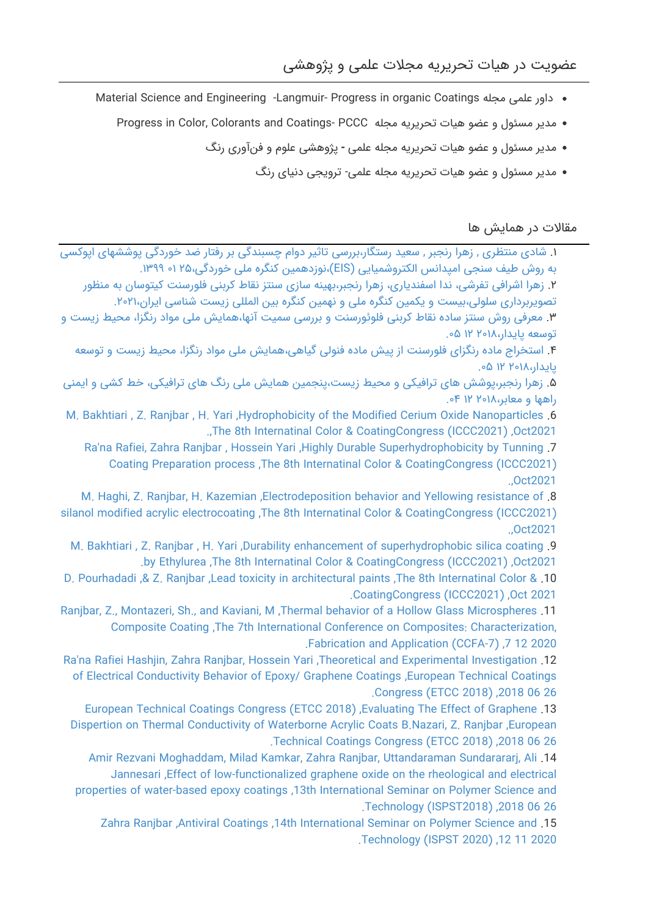## عضویت در هیات تحریریه مجلات علمی و پژوهشی

- داور علمی مجله Material Science and Engineering -Langmuir- Progress in organic Coatings
- مدیر مسئول و عضو هیات تحریریه مجله Progress in Color, Colorants and Coatings- PCCC
- مدیر مسئول و عضو هیات تحریریه مجله علمی - پژوهشی علوم و فن‌آوری رنگ
- مدیر مسئول و عضو هیات تحریریه مجله علمی- ترویجی دنیای رنگ

## مقالات در همایش ها

۱. شادی منتظری , زهرا رنجبر , سعید رستگار،بررسی تاثیر دوام چسبندگی بر رفتار ضد خوردگی پوششهای اپوکسی به روش طیف سنجی امپدانس الکتروشیمیایی (EIS)،نوزدهمین کنگره ملی خوردگی،۲۵ ۰۱ ۱۳۹۹.

۲. زهرا اشرافی تفرشی، ندا اسفندیاری، زهرا رنجبر،بهینه سازی سنتز نقاط کربنی فلورسنت کیتوسان به منظور تصویربرداری سلولی،بیست و یکمین کنگره ملی و نهمین کنگره بین المللی زیست شناسی ایران،۲۰۲۱.

۳. معرفی روش سنتز ساده نقاط کربنی فلوئورسنت و بررسی سمیت آنها،همایش ملی مواد رنگزا، محیط زیست و توسعه پایدار،۲۰۱۸ ۱۲ ۰۵.

۴. استخراج ماده رنگزای فلورسنت از پیش ماده فنولی گیاهی،همایش ملی مواد رنگزا، محیط زیست و توسعه پایدار،۲۰۱۸ ۱۲ ۰۵.

۵. زهرا رنجبر،پوشش های ترافیکی و محیط زیست،پنجمین همایش ملی رنگ های ترافیکی، خط کشی و ایمنی راهها و معابر،۲۰۱۸ ۱۲ ۰۴.

6. M. Bakhtiari , Z. Ranjbar , H. Yari ,Hydrophobicity of the Modified Cerium Oxide Nanoparticles ,The 8th Internatinal Color & CoatingCongress (ICCC2021) ,Oct2021.

7. Ra'na Rafiei, Zahra Ranjbar , Hossein Yari ,Highly Durable Superhydrophobicity by Tunning Coating Preparation process ,The 8th Internatinal Color & CoatingCongress (ICCC2021) ,Oct2021.

8. M. Haghi, Z. Ranjbar, H. Kazemian ,Electrodeposition behavior and Yellowing resistance of silanol modified acrylic electrocoating ,The 8th Internatinal Color & CoatingCongress (ICCC2021) ,Oct2021.

9. M. Bakhtiari , Z. Ranjbar , H. Yari ,Durability enhancement of superhydrophobic silica coating by Ethylurea ,The 8th Internatinal Color & CoatingCongress (ICCC2021) ,Oct2021.

10. D. Pourhadadi ,& Z. Ranjbar ,Lead toxicity in architectural paints ,The 8th Internatinal Color & CoatingCongress (ICCC2021) ,Oct 2021.

11. Ranjbar, Z., Montazeri, Sh., and Kaviani, M ,Thermal behavior of a Hollow Glass Microspheres Composite Coating ,The 7th International Conference on Composites: Characterization, Fabrication and Application (CCFA-7) ,7 12 2020.

12. Ra'na Rafiei Hashjin, Zahra Ranjbar, Hossein Yari ,Theoretical and Experimental Investigation of Electrical Conductivity Behavior of Epoxy/ Graphene Coatings ,European Technical Coatings Congress (ETCC 2018) ,2018 06 26.

13. European Technical Coatings Congress (ETCC 2018) ,Evaluating The Effect of Graphene Dispertion on Thermal Conductivity of Waterborne Acrylic Coats B.Nazari, Z. Ranjbar ,European Technical Coatings Congress (ETCC 2018) ,2018 06 26.

14. Amir Rezvani Moghaddam, Milad Kamkar, Zahra Ranjbar, Uttandaraman Sundarararj, Ali Jannesari ,Effect of low-functionalized graphene oxide on the rheological and electrical properties of water-based epoxy coatings ,13th International Seminar on Polymer Science and Technology (ISPST2018) ,2018 06 26.

15. Zahra Ranjbar ,Antiviral Coatings ,14th International Seminar on Polymer Science and Technology (ISPST 2020) ,12 11 2020.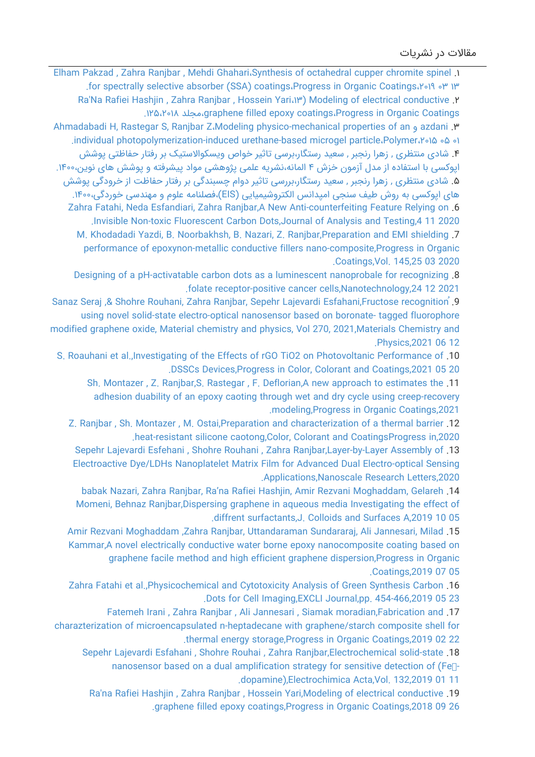## مقالات در نشریات

۱. Elham Pakzad , Zahra Ranjbar , Mehdi Ghahari،Synthesis of octahedral cupper chromite spinel for spectrally selective absorber (SSA) coatings،Progress in Organic Coatings،۲۰۱۹ ۰۳ ۱۳.

۲. Ra'Na Rafiei Hashjin , Zahra Ranjbar , Hossein Yari،۱۳) Modeling of electrical conductive graphene filled epoxy coatings،Progress in Organic Coatings،مجلد ۲۰۱۸،۱۲۵.

۳. azdani و Ahmadabadi H, Rastegar S, Ranjbar Z،Modeling physico-mechanical properties of an individual photopolymerization-induced urethane-based microgel particle،Polymer،۲۰۱۵ ۰۵ ۰۱.

۴. شادی منتظری , زهرا رنجبر , سعید رستگار،بررسی تاثیر خواص ویسکوالاستیک بر رفتار حفاظتی پوشش اپوکسی با استفاده از مدل آزمون خزش ۴ المانه،نشریه علمی پژوهشی مواد پیشرفته و پوشش های نوین،۱۴۰۰.

۵. شادی منتظری , زهرا رنجبر , سعید رستگار،بررسی تاثیر دوام چسبندگی بر رفتار حفاظت از خوردگی پوشش های اپوکسی به روش طیف سنجی امپدانس الکتروشیمیایی (EIS)،فصلنامه علوم و مهندسی خوردگی،۱۴۰۰.

6. Zahra Fatahi, Neda Esfandiari, Zahra Ranjbar,A New Anti-counterfeiting Feature Relying on Invisible Non-toxic Fluorescent Carbon Dots,Journal of Analysis and Testing,4 11 2020.

7. M. Khodadadi Yazdi, B. Noorbakhsh, B. Nazari, Z. Ranjbar,Preparation and EMI shielding performance of epoxynon-metallic conductive fillers nano-composite,Progress in Organic Coatings,Vol. 145,25 03 2020.

8. Designing of a pH-activatable carbon dots as a luminescent nanoprobale for recognizing folate receptor-positive cancer cells,Nanotechnology,24 12 2021.

9. Sanaz Seraj ,& Shohre Rouhani, Zahra Ranjbar, Sepehr Lajevardi Esfahani,Fructose recognitionٌ using novel solid-state electro-optical nanosensor based on boronate- tagged fluorophore modified graphene oxide, Material chemistry and physics, Vol 270, 2021,Materials Chemistry and Physics,2021 06 12.

10. S. Roauhani et al.,Investigating of the Effects of rGO TiO2 on Photovoltanic Performance of DSSCs Devices,Progress in Color, Colorant and Coatings,2021 05 20.

11. Sh. Montazer , Z. Ranjbar,S. Rastegar , F. Deflorian,A new approach to estimates the adhesion duability of an epoxy caoting through wet and dry cycle using creep-recovery modeling,Progress in Organic Coatings,2021.

12. Z. Ranjbar , Sh. Montazer , M. Ostai,Preparation and characterization of a thermal barrier heat-resistant silicone caotong,Color, Colorant and CoatingsProgress in,2020.

13. Sepehr Lajevardi Esfehani , Shohre Rouhani , Zahra Ranjbar,Layer-by-Layer Assembly of Electroactive Dye/LDHs Nanoplatelet Matrix Film for Advanced Dual Electro-optical Sensing Applications,Nanoscale Research Letters,2020.

14. babak Nazari, Zahra Ranjbar, Ra'na Rafiei Hashjin, Amir Rezvani Moghaddam, Gelareh Momeni, Behnaz Ranjbar,Dispersing graphene in aqueous media Investigating the effect of diffrent surfactants,J. Colloids and Surfaces A,2019 10 05.

15. Amir Rezvani Moghaddam ,Zahra Ranjbar, Uttandaraman Sundararaj, Ali Jannesari, Milad Kammar,A novel electrically conductive water borne epoxy nanocomposite coating based on graphene facile method and high efficient graphene dispersion,Progress in Organic Coatings,2019 07 05.

16. Zahra Fatahi et al.,Physicochemical and Cytotoxicity Analysis of Green Synthesis Carbon Dots for Cell Imaging,EXCLI Journal,pp. 454-466,2019 05 23.

17. Fatemeh Irani , Zahra Ranjbar , Ali Jannesari , Siamak moradian,Fabrication and charazterization of microencapsulated n-heptadecane with graphene/starch composite shell for thermal energy storage,Progress in Organic Coatings,2019 02 22.

18. Sepehr Lajevardi Esfahani , Shohre Rouhai , Zahra Ranjbar,Electrochemical solid-state nanosensor based on a dual amplification strategy for sensitive detection of (Fe-dopamine),Electrochimica Acta,Vol. 132,2019 01 11.

19. Ra'na Rafiei Hashjin , Zahra Ranjbar , Hossein Yari,Modeling of electrical conductive graphene filled epoxy coatings,Progress in Organic Coatings,2018 09 26.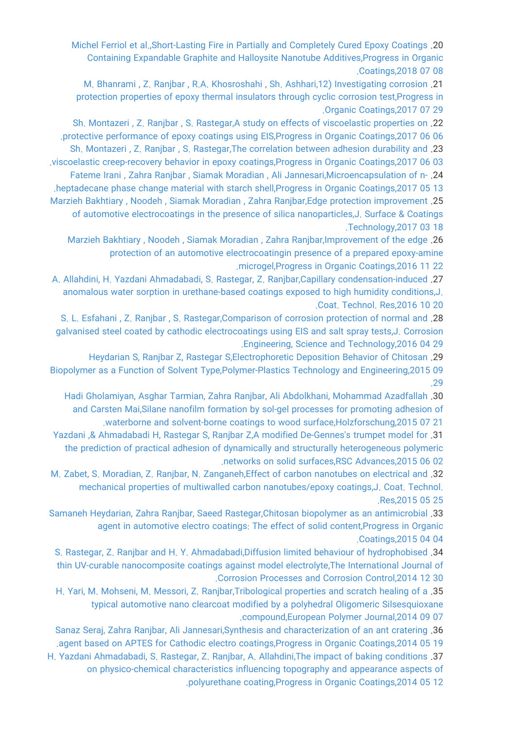20. Michel Ferriol et al.,Short-Lasting Fire in Partially and Completely Cured Epoxy Coatings Containing Expandable Graphite and Halloysite Nanotube Additives,Progress in Organic Coatings,2018 07 08.
21. M. Bhanrami , Z. Ranjbar , R.A. Khosroshahi , Sh. Ashhari,12) Investigating corrosion protection properties of epoxy thermal insulators through cyclic corrosion test,Progress in Organic Coatings,2017 07 29.
22. Sh. Montazeri , Z. Ranjbar , S. Rastegar,A study on effects of viscoelastic properties on protective performance of epoxy coatings using EIS,Progress in Organic Coatings,2017 06 06.
23. Sh. Montazeri , Z. Ranjbar , S. Rastegar,The correlation between adhesion durability and viscoelastic creep-recovery behavior in epoxy coatings,Progress in Organic Coatings,2017 06 03.
24. Fateme Irani , Zahra Ranjbar , Siamak Moradian , Ali Jannesari,Microencapsulation of n-heptadecane phase change material with starch shell,Progress in Organic Coatings,2017 05 13.
25. Marzieh Bakhtiary , Noodeh , Siamak Moradian , Zahra Ranjbar,Edge protection improvement of automotive electrocoatings in the presence of silica nanoparticles,J. Surface & Coatings Technology,2017 03 18.
26. Marzieh Bakhtiary , Noodeh , Siamak Moradian , Zahra Ranjbar,Improvement of the edge protection of an automotive electrocoatingin presence of a prepared epoxy-amine microgel,Progress in Organic Coatings,2016 11 22.
27. A. Allahdini, H. Yazdani Ahmadabadi, S. Rastegar, Z. Ranjbar,Capillary condensation-induced anomalous water sorption in urethane-based coatings exposed to high humidity conditions,J. Coat. Technol. Res,2016 10 20.
28. S. L. Esfahani , Z. Ranjbar , S. Rastegar,Comparison of corrosion protection of normal and galvanised steel coated by cathodic electrocoatings using EIS and salt spray tests,J. Corrosion Engineering, Science and Technology,2016 04 29.
29. Heydarian S, Ranjbar Z, Rastegar S,Electrophoretic Deposition Behavior of Chitosan Biopolymer as a Function of Solvent Type,Polymer-Plastics Technology and Engineering,2015 09 29.
30. Hadi Gholamiyan, Asghar Tarmian, Zahra Ranjbar, Ali Abdolkhani, Mohammad Azadfallah and Carsten Mai,Silane nanofilm formation by sol-gel processes for promoting adhesion of waterborne and solvent-borne coatings to wood surface,Holzforschung,2015 07 21.
31. Yazdani ,& Ahmadabadi H, Rastegar S, Ranjbar Z,A modified De-Gennes's trumpet model for the prediction of practical adhesion of dynamically and structurally heterogeneous polymeric networks on solid surfaces,RSC Advances,2015 06 02.
32. M. Zabet, S. Moradian, Z. Ranjbar, N. Zanganeh,Effect of carbon nanotubes on electrical and mechanical properties of multiwalled carbon nanotubes/epoxy coatings,J. Coat. Technol. Res,2015 05 25.
33. Samaneh Heydarian, Zahra Ranjbar, Saeed Rastegar,Chitosan biopolymer as an antimicrobial agent in automotive electro coatings: The effect of solid content,Progress in Organic Coatings,2015 04 04.
34. S. Rastegar, Z. Ranjbar and H. Y. Ahmadabadi,Diffusion limited behaviour of hydrophobised thin UV-curable nanocomposite coatings against model electrolyte,The International Journal of Corrosion Processes and Corrosion Control,2014 12 30.
35. H. Yari, M. Mohseni, M. Messori, Z. Ranjbar,Tribological properties and scratch healing of a typical automotive nano clearcoat modified by a polyhedral Oligomeric Silsesquioxane compound,European Polymer Journal,2014 09 07.
36. Sanaz Seraj, Zahra Ranjbar, Ali Jannesari,Synthesis and characterization of an ant cratering agent based on APTES for Cathodic electro coatings,Progress in Organic Coatings,2014 05 19.
37. H. Yazdani Ahmadabadi, S. Rastegar, Z. Ranjbar, A. Allahdini,The impact of baking conditions on physico-chemical characteristics influencing topography and appearance aspects of polyurethane coating,Progress in Organic Coatings,2014 05 12.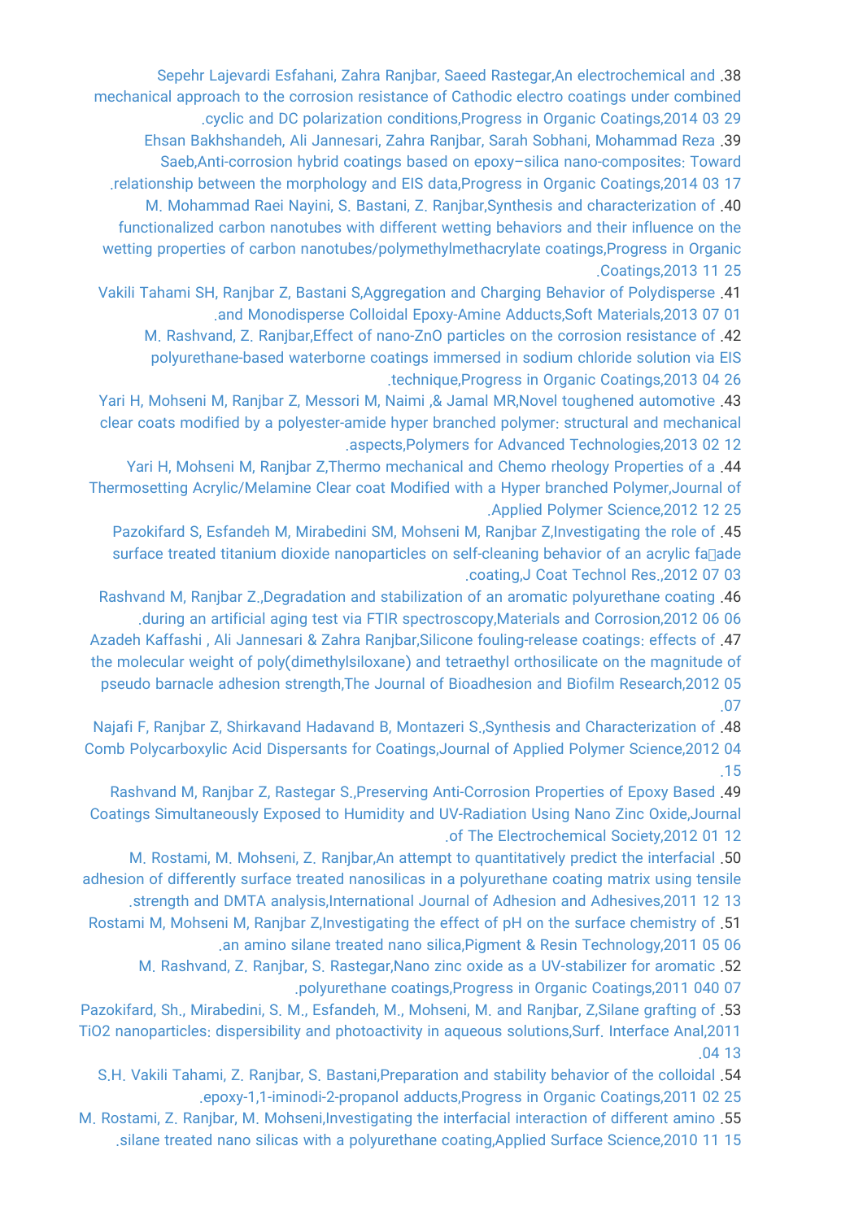38. Sepehr Lajevardi Esfahani, Zahra Ranjbar, Saeed Rastegar,An electrochemical and mechanical approach to the corrosion resistance of Cathodic electro coatings under combined cyclic and DC polarization conditions,Progress in Organic Coatings,2014 03 29.
39. Ehsan Bakhshandeh, Ali Jannesari, Zahra Ranjbar, Sarah Sobhani, Mohammad Reza Saeb,Anti-corrosion hybrid coatings based on epoxy–silica nano-composites: Toward relationship between the morphology and EIS data,Progress in Organic Coatings,2014 03 17.
40. M. Mohammad Raei Nayini, S. Bastani, Z. Ranjbar,Synthesis and characterization of functionalized carbon nanotubes with different wetting behaviors and their influence on the wetting properties of carbon nanotubes/polymethylmethacrylate coatings,Progress in Organic Coatings,2013 11 25.
41. Vakili Tahami SH, Ranjbar Z, Bastani S,Aggregation and Charging Behavior of Polydisperse and Monodisperse Colloidal Epoxy-Amine Adducts,Soft Materials,2013 07 01.
42. M. Rashvand, Z. Ranjbar,Effect of nano-ZnO particles on the corrosion resistance of polyurethane-based waterborne coatings immersed in sodium chloride solution via EIS technique,Progress in Organic Coatings,2013 04 26.
43. Yari H, Mohseni M, Ranjbar Z, Messori M, Naimi ,& Jamal MR,Novel toughened automotive clear coats modified by a polyester-amide hyper branched polymer: structural and mechanical aspects,Polymers for Advanced Technologies,2013 02 12.
44. Yari H, Mohseni M, Ranjbar Z,Thermo mechanical and Chemo rheology Properties of a Thermosetting Acrylic/Melamine Clear coat Modified with a Hyper branched Polymer,Journal of Applied Polymer Science,2012 12 25.
45. Pazokifard S, Esfandeh M, Mirabedini SM, Mohseni M, Ranjbar Z,Investigating the role of surface treated titanium dioxide nanoparticles on self-cleaning behavior of an acrylic fa�ade coating,J Coat Technol Res.,2012 07 03.
46. Rashvand M, Ranjbar Z.,Degradation and stabilization of an aromatic polyurethane coating during an artificial aging test via FTIR spectroscopy,Materials and Corrosion,2012 06 06.
47. Azadeh Kaffashi , Ali Jannesari & Zahra Ranjbar,Silicone fouling-release coatings: effects of the molecular weight of poly(dimethylsiloxane) and tetraethyl orthosilicate on the magnitude of pseudo barnacle adhesion strength,The Journal of Bioadhesion and Biofilm Research,2012 05 07.
48. Najafi F, Ranjbar Z, Shirkavand Hadavand B, Montazeri S.,Synthesis and Characterization of Comb Polycarboxylic Acid Dispersants for Coatings,Journal of Applied Polymer Science,2012 04 15.
49. Rashvand M, Ranjbar Z, Rastegar S.,Preserving Anti-Corrosion Properties of Epoxy Based Coatings Simultaneously Exposed to Humidity and UV-Radiation Using Nano Zinc Oxide,Journal of The Electrochemical Society,2012 01 12.
50. M. Rostami, M. Mohseni, Z. Ranjbar,An attempt to quantitatively predict the interfacial adhesion of differently surface treated nanosilicas in a polyurethane coating matrix using tensile strength and DMTA analysis,International Journal of Adhesion and Adhesives,2011 12 13.
51. Rostami M, Mohseni M, Ranjbar Z,Investigating the effect of pH on the surface chemistry of an amino silane treated nano silica,Pigment & Resin Technology,2011 05 06.
52. M. Rashvand, Z. Ranjbar, S. Rastegar,Nano zinc oxide as a UV-stabilizer for aromatic polyurethane coatings,Progress in Organic Coatings,2011 040 07.
53. Pazokifard, Sh., Mirabedini, S. M., Esfandeh, M., Mohseni, M. and Ranjbar, Z,Silane grafting of TiO2 nanoparticles: dispersibility and photoactivity in aqueous solutions,Surf. Interface Anal,2011 04 13.
54. S.H. Vakili Tahami, Z. Ranjbar, S. Bastani,Preparation and stability behavior of the colloidal epoxy-1,1-iminodi-2-propanol adducts,Progress in Organic Coatings,2011 02 25.
55. M. Rostami, Z. Ranjbar, M. Mohseni,Investigating the interfacial interaction of different amino silane treated nano silicas with a polyurethane coating,Applied Surface Science,2010 11 15.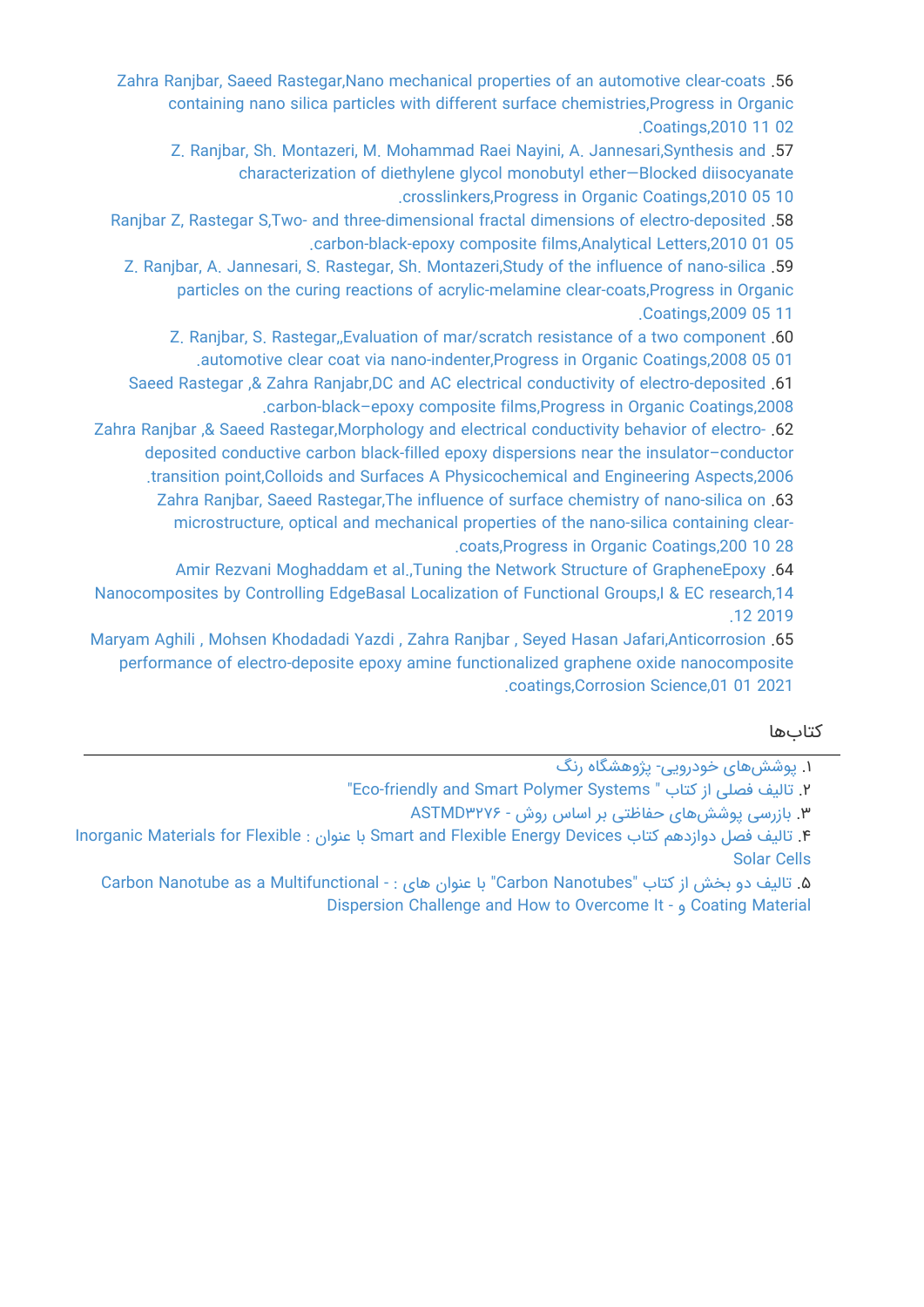56. Zahra Ranjbar, Saeed Rastegar,Nano mechanical properties of an automotive clear-coats containing nano silica particles with different surface chemistries,Progress in Organic Coatings,2010 11 02.
57. Z. Ranjbar, Sh. Montazeri, M. Mohammad Raei Nayini, A. Jannesari,Synthesis and characterization of diethylene glycol monobutyl ether—Blocked diisocyanate crosslinkers,Progress in Organic Coatings,2010 05 10.
58. Ranjbar Z, Rastegar S,Two- and three-dimensional fractal dimensions of electro-deposited carbon-black-epoxy composite films,Analytical Letters,2010 01 05.
59. Z. Ranjbar, A. Jannesari, S. Rastegar, Sh. Montazeri,Study of the influence of nano-silica particles on the curing reactions of acrylic-melamine clear-coats,Progress in Organic Coatings,2009 05 11.
60. Z. Ranjbar, S. Rastegar,,Evaluation of mar/scratch resistance of a two component automotive clear coat via nano-indenter,Progress in Organic Coatings,2008 05 01.
61. Saeed Rastegar ,& Zahra Ranjabr,DC and AC electrical conductivity of electro-deposited carbon-black–epoxy composite films,Progress in Organic Coatings,2008.
62. Zahra Ranjbar ,& Saeed Rastegar,Morphology and electrical conductivity behavior of electro-deposited conductive carbon black-filled epoxy dispersions near the insulator–conductor transition point,Colloids and Surfaces A Physicochemical and Engineering Aspects,2006.
63. Zahra Ranjbar, Saeed Rastegar,The influence of surface chemistry of nano-silica on microstructure, optical and mechanical properties of the nano-silica containing clear-coats,Progress in Organic Coatings,200 10 28.
64. Amir Rezvani Moghaddam et al.,Tuning the Network Structure of GrapheneEpoxy Nanocomposites by Controlling EdgeBasal Localization of Functional Groups,I & EC research,14 12 2019.
65. Maryam Aghili , Mohsen Khodadadi Yazdi , Zahra Ranjbar , Seyed Hasan Jafari,Anticorrosion performance of electro-deposite epoxy amine functionalized graphene oxide nanocomposite coatings,Corrosion Science,01 01 2021.

## کتاب‌ها

۱. پوشش‌های خودرویی- پژوهشگاه رنگ
۲. تالیف فصلی از کتاب " Eco-friendly and Smart Polymer Systems"
۳. بازرسی پوشش‌های حفاظتی بر اساس روش - ASTMD۳۲۷۶
۴. تالیف فصل دوازدهم کتاب Smart and Flexible Energy Devices با عنوان : Inorganic Materials for Flexible Solar Cells
۵. تالیف دو بخش از کتاب "Carbon Nanotubes" با عنوان های : - Carbon Nanotube as a Multifunctional Coating Material و - Dispersion Challenge and How to Overcome It